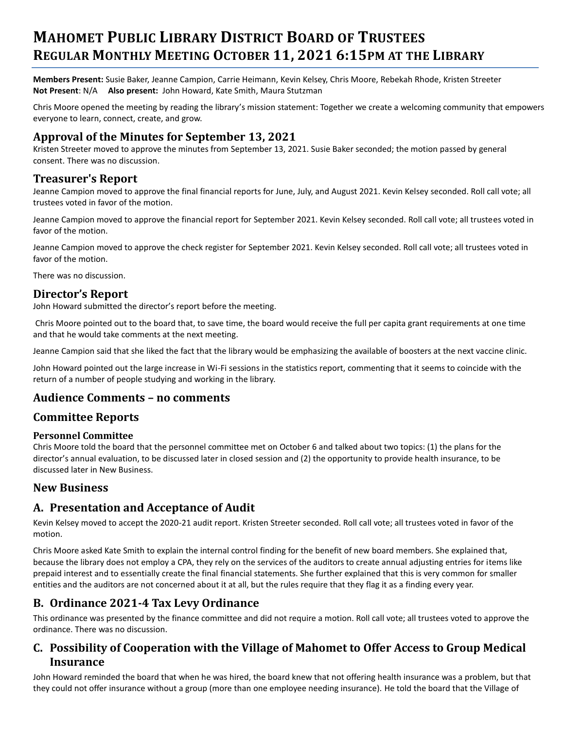# Mahomet Public Library District Board of Trustees
# Regular Monthly Meeting October 11, 2021 6:15pm at the Library

**Members Present:** Susie Baker, Jeanne Campion, Carrie Heimann, Kevin Kelsey, Chris Moore, Rebekah Rhode, Kristen Streeter
**Not Present**: N/A **Also present:** John Howard, Kate Smith, Maura Stutzman

Chris Moore opened the meeting by reading the library's mission statement: Together we create a welcoming community that empowers everyone to learn, connect, create, and grow.

## Approval of the Minutes for September 13, 2021

Kristen Streeter moved to approve the minutes from September 13, 2021. Susie Baker seconded; the motion passed by general consent. There was no discussion.

## Treasurer's Report

Jeanne Campion moved to approve the final financial reports for June, July, and August 2021. Kevin Kelsey seconded. Roll call vote; all trustees voted in favor of the motion.

Jeanne Campion moved to approve the financial report for September 2021. Kevin Kelsey seconded. Roll call vote; all trustees voted in favor of the motion.

Jeanne Campion moved to approve the check register for September 2021. Kevin Kelsey seconded. Roll call vote; all trustees voted in favor of the motion.

There was no discussion.

## Director's Report

John Howard submitted the director's report before the meeting.

Chris Moore pointed out to the board that, to save time, the board would receive the full per capita grant requirements at one time and that he would take comments at the next meeting.

Jeanne Campion said that she liked the fact that the library would be emphasizing the available of boosters at the next vaccine clinic.

John Howard pointed out the large increase in Wi-Fi sessions in the statistics report, commenting that it seems to coincide with the return of a number of people studying and working in the library.

## Audience Comments – no comments

## Committee Reports

### Personnel Committee

Chris Moore told the board that the personnel committee met on October 6 and talked about two topics: (1) the plans for the director's annual evaluation, to be discussed later in closed session and (2) the opportunity to provide health insurance, to be discussed later in New Business.

## New Business

## A. Presentation and Acceptance of Audit

Kevin Kelsey moved to accept the 2020-21 audit report. Kristen Streeter seconded. Roll call vote; all trustees voted in favor of the motion.

Chris Moore asked Kate Smith to explain the internal control finding for the benefit of new board members. She explained that, because the library does not employ a CPA, they rely on the services of the auditors to create annual adjusting entries for items like prepaid interest and to essentially create the final financial statements. She further explained that this is very common for smaller entities and the auditors are not concerned about it at all, but the rules require that they flag it as a finding every year.

## B. Ordinance 2021-4 Tax Levy Ordinance

This ordinance was presented by the finance committee and did not require a motion. Roll call vote; all trustees voted to approve the ordinance. There was no discussion.

## C. Possibility of Cooperation with the Village of Mahomet to Offer Access to Group Medical Insurance

John Howard reminded the board that when he was hired, the board knew that not offering health insurance was a problem, but that they could not offer insurance without a group (more than one employee needing insurance). He told the board that the Village of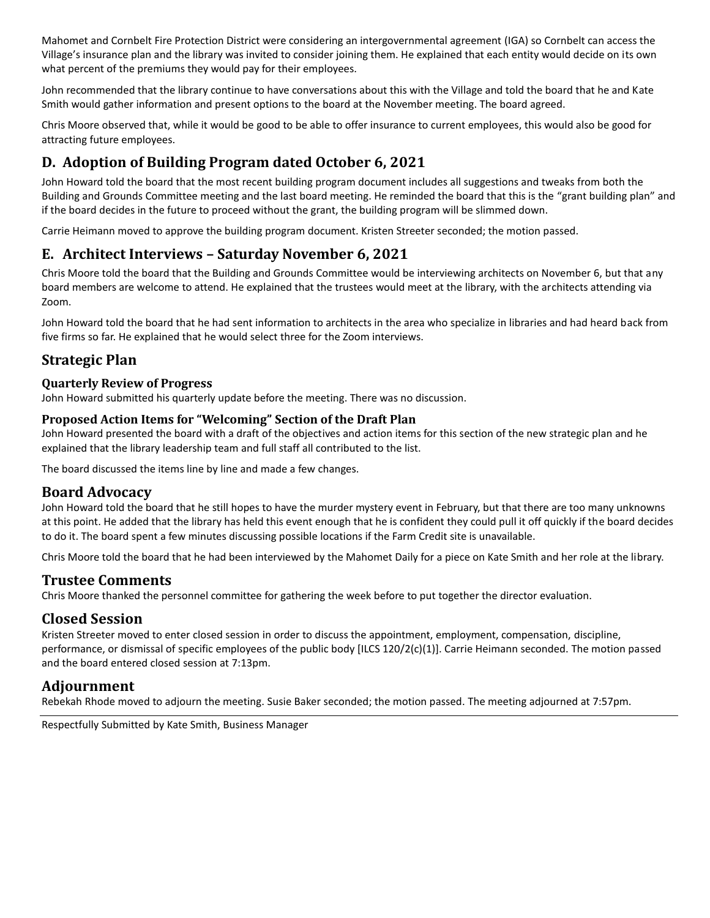Mahomet and Cornbelt Fire Protection District were considering an intergovernmental agreement (IGA) so Cornbelt can access the Village's insurance plan and the library was invited to consider joining them. He explained that each entity would decide on its own what percent of the premiums they would pay for their employees.

John recommended that the library continue to have conversations about this with the Village and told the board that he and Kate Smith would gather information and present options to the board at the November meeting. The board agreed.

Chris Moore observed that, while it would be good to be able to offer insurance to current employees, this would also be good for attracting future employees.

## D. Adoption of Building Program dated October 6, 2021

John Howard told the board that the most recent building program document includes all suggestions and tweaks from both the Building and Grounds Committee meeting and the last board meeting. He reminded the board that this is the "grant building plan" and if the board decides in the future to proceed without the grant, the building program will be slimmed down.

Carrie Heimann moved to approve the building program document. Kristen Streeter seconded; the motion passed.

## E. Architect Interviews – Saturday November 6, 2021

Chris Moore told the board that the Building and Grounds Committee would be interviewing architects on November 6, but that any board members are welcome to attend. He explained that the trustees would meet at the library, with the architects attending via Zoom.

John Howard told the board that he had sent information to architects in the area who specialize in libraries and had heard back from five firms so far. He explained that he would select three for the Zoom interviews.

## Strategic Plan

### Quarterly Review of Progress

John Howard submitted his quarterly update before the meeting. There was no discussion.

### Proposed Action Items for "Welcoming" Section of the Draft Plan

John Howard presented the board with a draft of the objectives and action items for this section of the new strategic plan and he explained that the library leadership team and full staff all contributed to the list.

The board discussed the items line by line and made a few changes.

## Board Advocacy

John Howard told the board that he still hopes to have the murder mystery event in February, but that there are too many unknowns at this point. He added that the library has held this event enough that he is confident they could pull it off quickly if the board decides to do it. The board spent a few minutes discussing possible locations if the Farm Credit site is unavailable.

Chris Moore told the board that he had been interviewed by the Mahomet Daily for a piece on Kate Smith and her role at the library.

## Trustee Comments

Chris Moore thanked the personnel committee for gathering the week before to put together the director evaluation.

## Closed Session

Kristen Streeter moved to enter closed session in order to discuss the appointment, employment, compensation, discipline, performance, or dismissal of specific employees of the public body [ILCS 120/2(c)(1)]. Carrie Heimann seconded. The motion passed and the board entered closed session at 7:13pm.

## Adjournment

Rebekah Rhode moved to adjourn the meeting. Susie Baker seconded; the motion passed. The meeting adjourned at 7:57pm.

---

Respectfully Submitted by Kate Smith, Business Manager